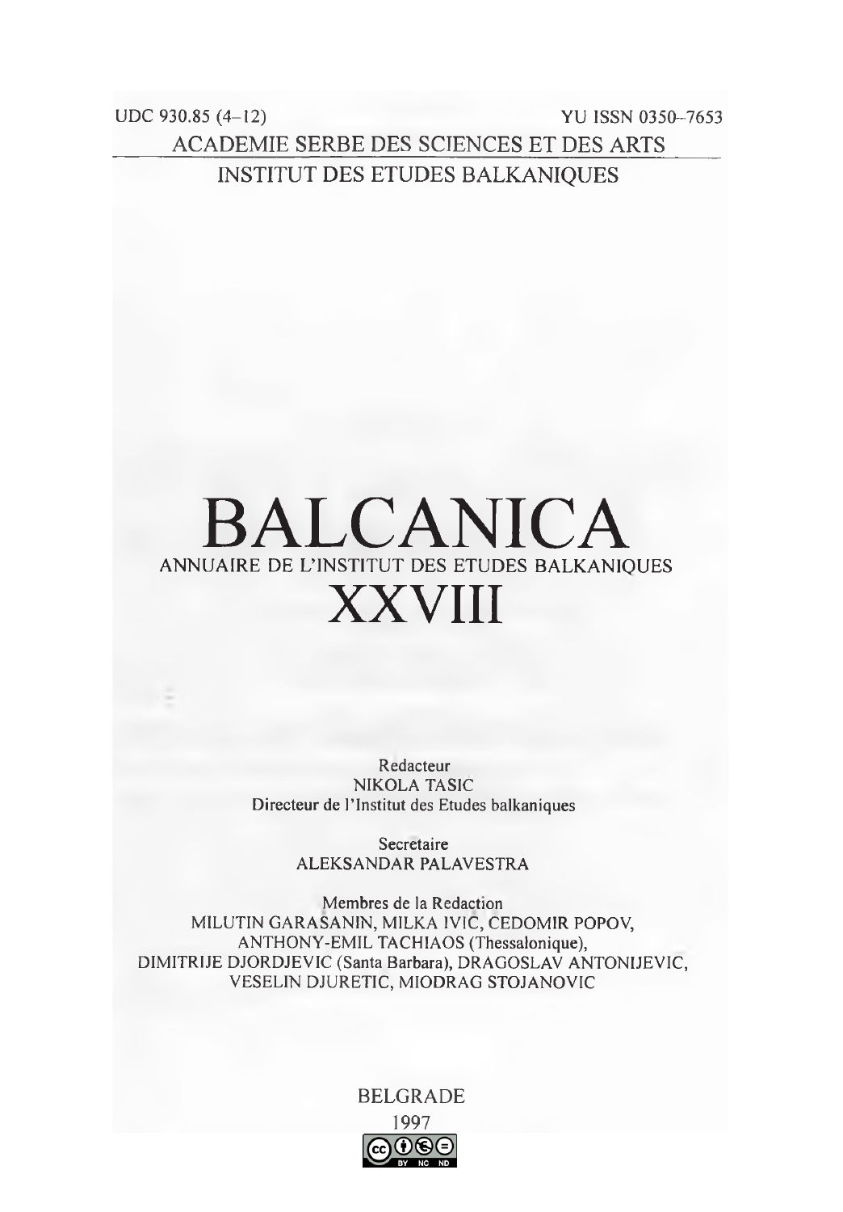UDC 930.85 (4–12) YU ISSN 0350–7653

ACADEMIE SERBE DES SCIENCES ET DES ARTS

INSTITUT DES ETUDES BALKANIQUES

# BALCANICA

ANNUAIRE DE L'INSTITUT DES ETUDES BALKANIQUES

# XXVIII

Redacteur
NIKOLA TASIC
Directeur de l'Institut des Etudes balkaniques

Secrétaire
ALEKSANDAR PALAVESTRA

Membres de la Redaction
MILUTIN GARASANIN, MILKA IVIĆ, CEDOMIR POPOV,
ANTHONY-EMIL TACHIAOS (Thessalonique),
DIMITRIJE DJORDJEVIC (Santa Barbara), DRAGOSLAV ANTONIJEVIC,
VESELIN DJURETIC, MIODRAG STOJANOVIC

BELGRADE
1997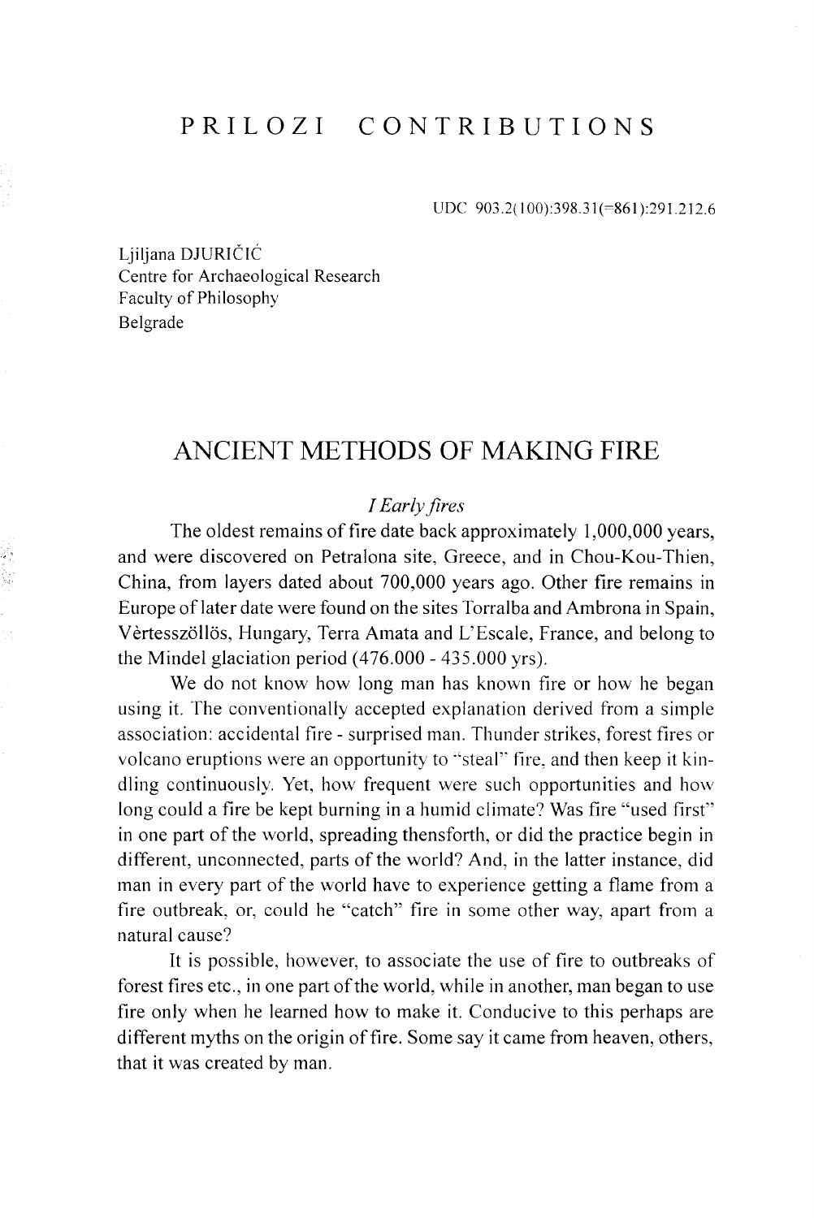# PRILOZI CONTRIBUTIONS

UDC 903.2(100):398.31(=861):291.212.6

Ljiljana DJURIČIĆ
Centre for Archaeological Research
Faculty of Philosophy
Belgrade

## ANCIENT METHODS OF MAKING FIRE

### *I Early fires*

The oldest remains of fire date back approximately 1,000,000 years, and were discovered on Petralona site, Greece, and in Chou-Kou-Thien, China, from layers dated about 700,000 years ago. Other fire remains in Europe of later date were found on the sites Torralba and Ambrona in Spain, Vèrtesszöllös, Hungary, Terra Amata and L'Escale, France, and belong to the Mindel glaciation period (476.000 - 435.000 yrs).

We do not know how long man has known fire or how he began using it. The conventionally accepted explanation derived from a simple association: accidental fire - surprised man. Thunder strikes, forest fires or volcano eruptions were an opportunity to "steal" fire, and then keep it kindling continuously. Yet, how frequent were such opportunities and how long could a fire be kept burning in a humid climate? Was fire "used first" in one part of the world, spreading thensforth, or did the practice begin in different, unconnected, parts of the world? And, in the latter instance, did man in every part of the world have to experience getting a flame from a fire outbreak, or, could he "catch" fire in some other way, apart from a natural cause?

It is possible, however, to associate the use of fire to outbreaks of forest fires etc., in one part of the world, while in another, man began to use fire only when he learned how to make it. Conducive to this perhaps are different myths on the origin of fire. Some say it came from heaven, others, that it was created by man.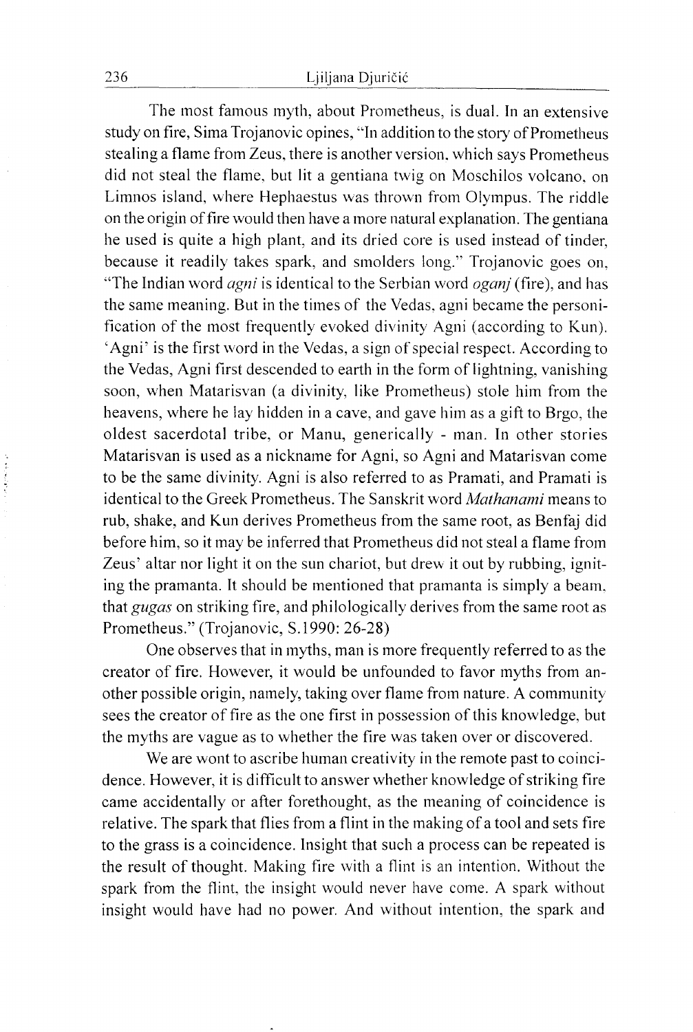The most famous myth, about Prometheus, is dual. In an extensive study on fire, Sima Trojanovic opines, "In addition to the story of Prometheus stealing a flame from Zeus, there is another version, which says Prometheus did not steal the flame, but lit a gentiana twig on Moschilos volcano, on Limnos island, where Hephaestus was thrown from Olympus. The riddle on the origin of fire would then have a more natural explanation. The gentiana he used is quite a high plant, and its dried core is used instead of tinder, because it readily takes spark, and smolders long." Trojanovic goes on, "The Indian word *agni* is identical to the Serbian word *oganj* (fire), and has the same meaning. But in the times of the Vedas, agni became the personification of the most frequently evoked divinity Agni (according to Kun). 'Agni' is the first word in the Vedas, a sign of special respect. According to the Vedas, Agni first descended to earth in the form of lightning, vanishing soon, when Matarisvan (a divinity, like Prometheus) stole him from the heavens, where he lay hidden in a cave, and gave him as a gift to Brgo, the oldest sacerdotal tribe, or Manu, generically - man. In other stories Matarisvan is used as a nickname for Agni, so Agni and Matarisvan come to be the same divinity. Agni is also referred to as Pramati, and Pramati is identical to the Greek Prometheus. The Sanskrit word *Mathanami* means to rub, shake, and Kun derives Prometheus from the same root, as Benfaj did before him, so it may be inferred that Prometheus did not steal a flame from Zeus' altar nor light it on the sun chariot, but drew it out by rubbing, igniting the pramanta. It should be mentioned that pramanta is simply a beam, that *gugas* on striking fire, and philologically derives from the same root as Prometheus." (Trojanovic, S.1990: 26-28)

One observes that in myths, man is more frequently referred to as the creator of fire. However, it would be unfounded to favor myths from another possible origin, namely, taking over flame from nature. A community sees the creator of fire as the one first in possession of this knowledge, but the myths are vague as to whether the fire was taken over or discovered.

We are wont to ascribe human creativity in the remote past to coincidence. However, it is difficult to answer whether knowledge of striking fire came accidentally or after forethought, as the meaning of coincidence is relative. The spark that flies from a flint in the making of a tool and sets fire to the grass is a coincidence. Insight that such a process can be repeated is the result of thought. Making fire with a flint is an intention. Without the spark from the flint, the insight would never have come. A spark without insight would have had no power. And without intention, the spark and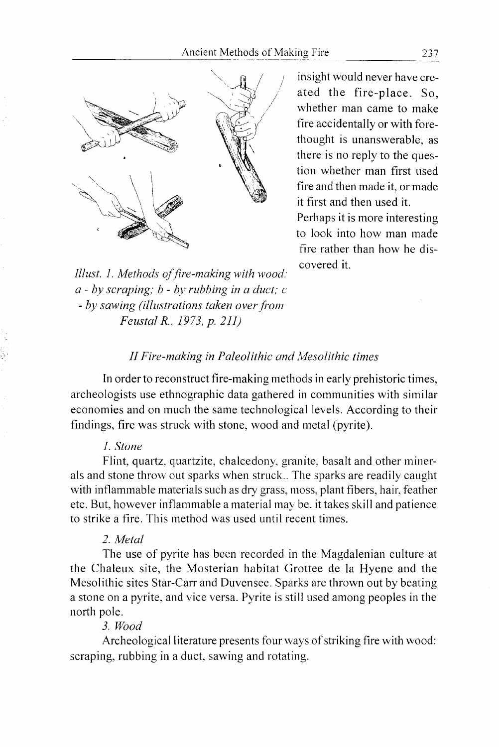insight would never have created the fire-place. So, whether man came to make fire accidentally or with forethought is unanswerable, as there is no reply to the question whether man first used fire and then made it, or made it first and then used it.

Perhaps it is more interesting to look into how man made fire rather than how he discovered it.

*Illust. 1. Methods of fire-making with wood: a - by scraping; b - by rubbing in a duct; c - by sawing (illustrations taken over from Feustal R., 1973, p. 211)*

## *II Fire-making in Paleolithic and Mesolithic times*

In order to reconstruct fire-making methods in early prehistoric times, archeologists use ethnographic data gathered in communities with similar economies and on much the same technological levels. According to their findings, fire was struck with stone, wood and metal (pyrite).

### *1. Stone*

Flint, quartz, quartzite, chalcedony, granite, basalt and other minerals and stone throw out sparks when struck.. The sparks are readily caught with inflammable materials such as dry grass, moss, plant fibers, hair, feather etc. But, however inflammable a material may be, it takes skill and patience to strike a fire. This method was used until recent times.

### *2. Metal*

The use of pyrite has been recorded in the Magdalenian culture at the Chaleux site, the Mosterian habitat Grottee de la Hyene and the Mesolithic sites Star-Carr and Duvensee. Sparks are thrown out by beating a stone on a pyrite, and vice versa. Pyrite is still used among peoples in the north pole.

### *3. Wood*

Archeological literature presents four ways of striking fire with wood: scraping, rubbing in a duct, sawing and rotating.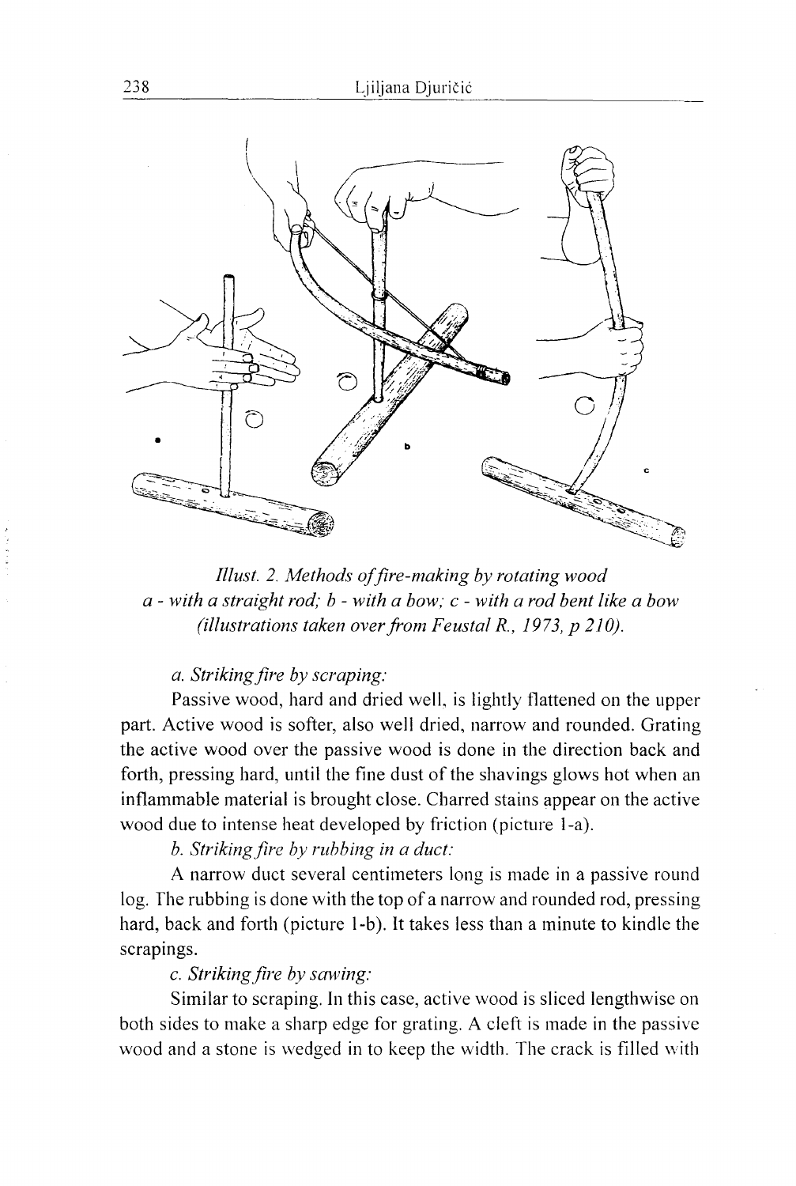*Illust. 2. Methods of fire-making by rotating wood*
*a - with a straight rod; b - with a bow; c - with a rod bent like a bow*
*(illustrations taken over from Feustal R., 1973, p 210).*

*a. Striking fire by scraping:*

Passive wood, hard and dried well, is lightly flattened on the upper part. Active wood is softer, also well dried, narrow and rounded. Grating the active wood over the passive wood is done in the direction back and forth, pressing hard, until the fine dust of the shavings glows hot when an inflammable material is brought close. Charred stains appear on the active wood due to intense heat developed by friction (picture 1-a).

*b. Striking fire by rubbing in a duct:*

A narrow duct several centimeters long is made in a passive round log. The rubbing is done with the top of a narrow and rounded rod, pressing hard, back and forth (picture 1-b). It takes less than a minute to kindle the scrapings.

*c. Striking fire by sawing:*

Similar to scraping. In this case, active wood is sliced lengthwise on both sides to make a sharp edge for grating. A cleft is made in the passive wood and a stone is wedged in to keep the width. The crack is filled with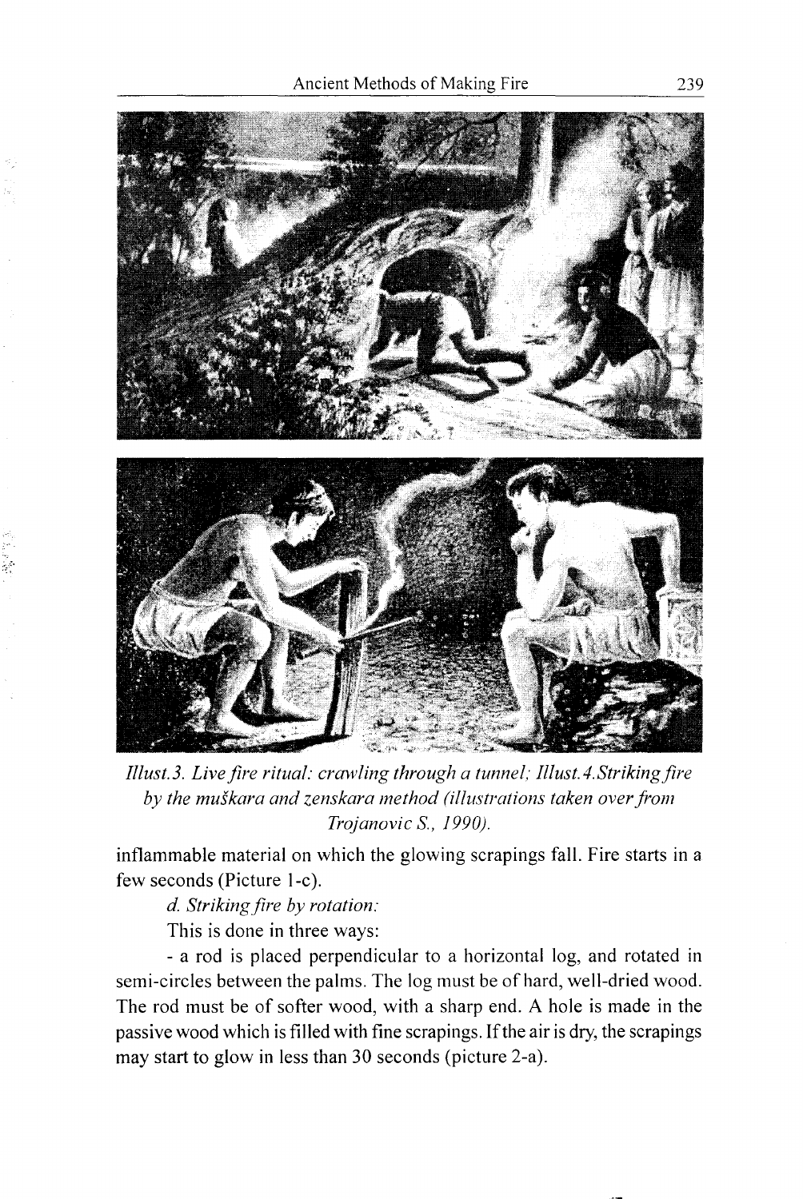*Illust.3. Live fire ritual: crawling through a tunnel; Illust.4.Striking fire by the muškara and zenskara method (illustrations taken over from Trojanovic S., 1990).*

inflammable material on which the glowing scrapings fall. Fire starts in a few seconds (Picture 1-c).

*d. Striking fire by rotation:*

This is done in three ways:

- a rod is placed perpendicular to a horizontal log, and rotated in semi-circles between the palms. The log must be of hard, well-dried wood. The rod must be of softer wood, with a sharp end. A hole is made in the passive wood which is filled with fine scrapings. If the air is dry, the scrapings may start to glow in less than 30 seconds (picture 2-a).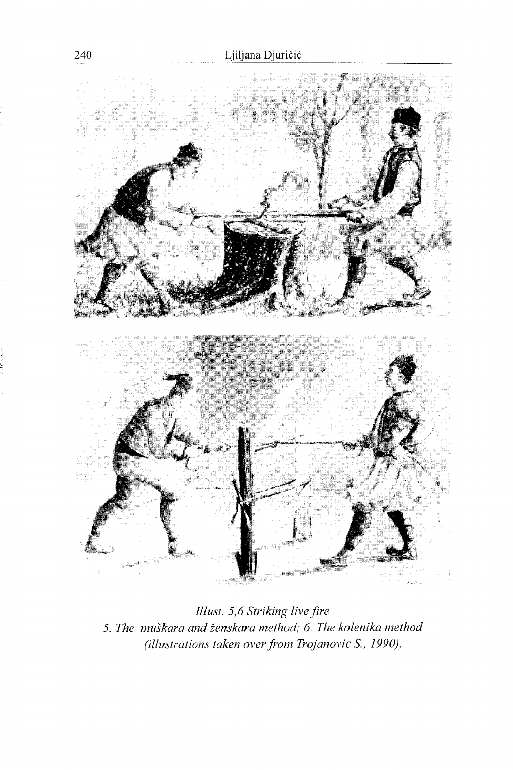*Illust. 5,6 Striking live fire*
*5. The muškara and ženskara method; 6. The kolenika method (illustrations taken over from Trojanovic S., 1990).*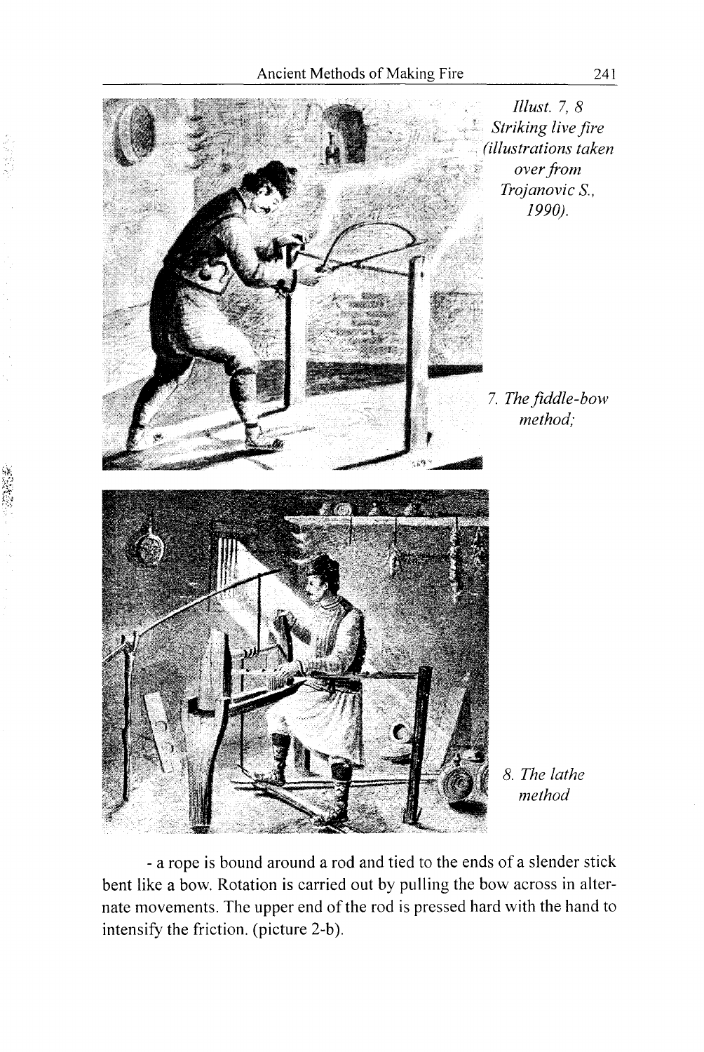*Illust. 7, 8 Striking live fire (illustrations taken over from Trojanovic S., 1990).*

*7. The fiddle-bow method;*

*8. The lathe method*

- a rope is bound around a rod and tied to the ends of a slender stick bent like a bow. Rotation is carried out by pulling the bow across in alternate movements. The upper end of the rod is pressed hard with the hand to intensify the friction. (picture 2-b).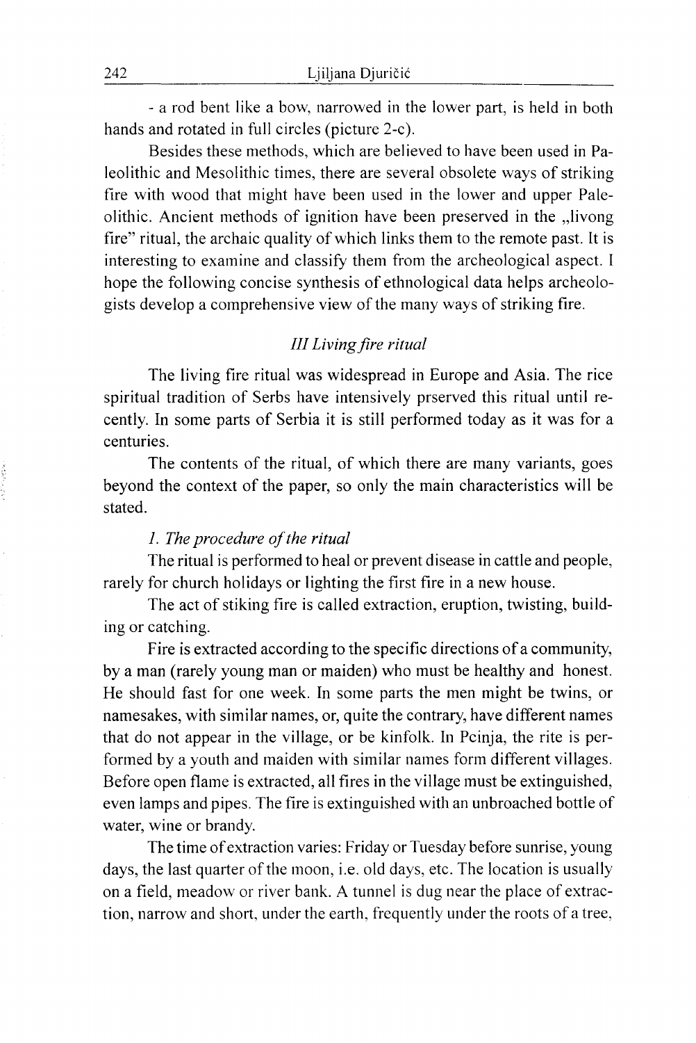- a rod bent like a bow, narrowed in the lower part, is held in both hands and rotated in full circles (picture 2-c).

Besides these methods, which are believed to have been used in Paleolithic and Mesolithic times, there are several obsolete ways of striking fire with wood that might have been used in the lower and upper Paleolithic. Ancient methods of ignition have been preserved in the „livong fire" ritual, the archaic quality of which links them to the remote past. It is interesting to examine and classify them from the archeological aspect. I hope the following concise synthesis of ethnological data helps archeologists develop a comprehensive view of the many ways of striking fire.

### *III Living fire ritual*

The living fire ritual was widespread in Europe and Asia. The rice spiritual tradition of Serbs have intensively prserved this ritual until recently. In some parts of Serbia it is still performed today as it was for a centuries.

The contents of the ritual, of which there are many variants, goes beyond the context of the paper, so only the main characteristics will be stated.

#### *1. The procedure of the ritual*

The ritual is performed to heal or prevent disease in cattle and people, rarely for church holidays or lighting the first fire in a new house.

The act of stiking fire is called extraction, eruption, twisting, building or catching.

Fire is extracted according to the specific directions of a community, by a man (rarely young man or maiden) who must be healthy and honest. He should fast for one week. In some parts the men might be twins, or namesakes, with similar names, or, quite the contrary, have different names that do not appear in the village, or be kinfolk. In Pcinja, the rite is performed by a youth and maiden with similar names form different villages. Before open flame is extracted, all fires in the village must be extinguished, even lamps and pipes. The fire is extinguished with an unbroached bottle of water, wine or brandy.

The time of extraction varies: Friday or Tuesday before sunrise, young days, the last quarter of the moon, i.e. old days, etc. The location is usually on a field, meadow or river bank. A tunnel is dug near the place of extraction, narrow and short, under the earth, frequently under the roots of a tree,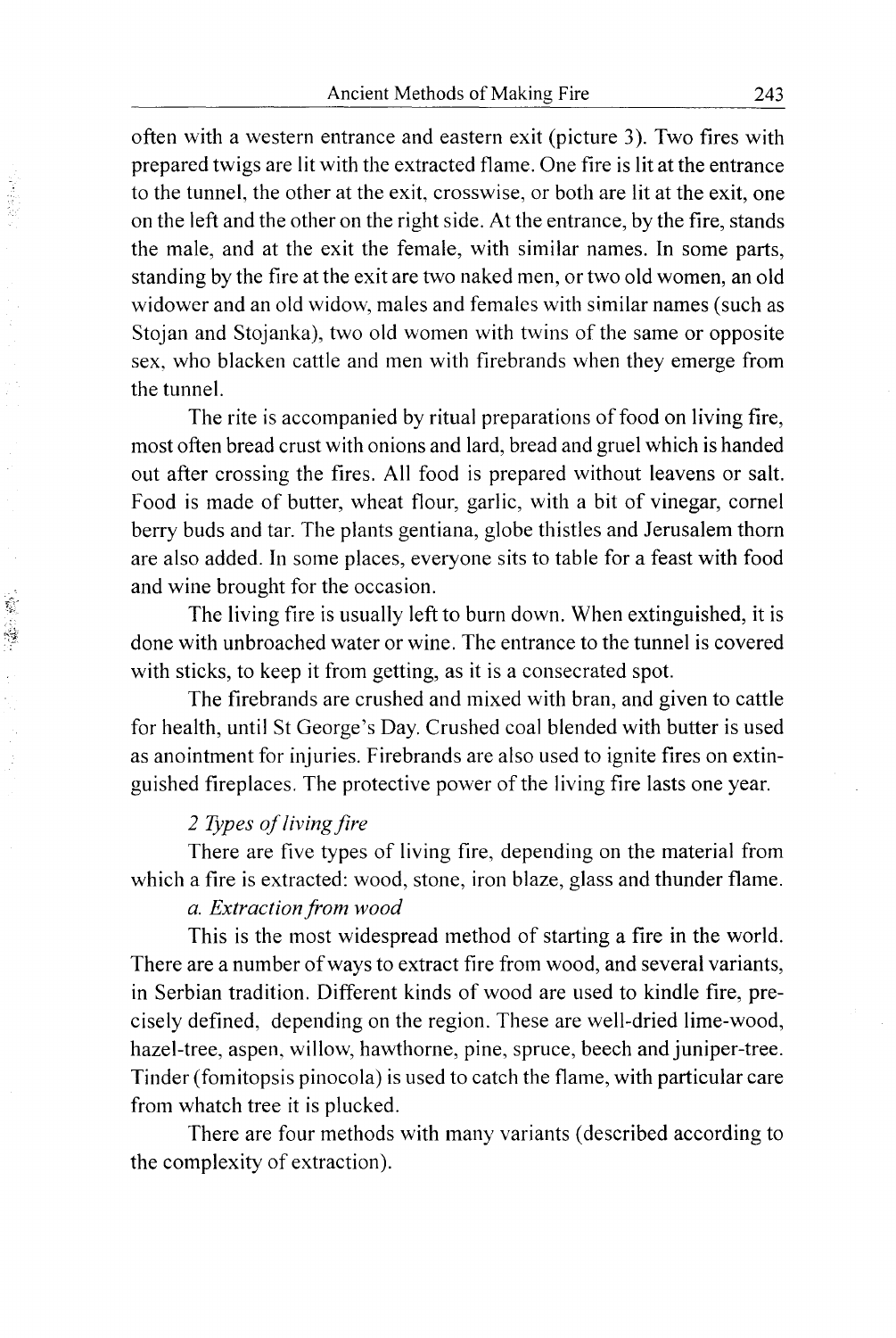often with a western entrance and eastern exit (picture 3). Two fires with prepared twigs are lit with the extracted flame. One fire is lit at the entrance to the tunnel, the other at the exit, crosswise, or both are lit at the exit, one on the left and the other on the right side. At the entrance, by the fire, stands the male, and at the exit the female, with similar names. In some parts, standing by the fire at the exit are two naked men, or two old women, an old widower and an old widow, males and females with similar names (such as Stojan and Stojanka), two old women with twins of the same or opposite sex, who blacken cattle and men with firebrands when they emerge from the tunnel.

The rite is accompanied by ritual preparations of food on living fire, most often bread crust with onions and lard, bread and gruel which is handed out after crossing the fires. All food is prepared without leavens or salt. Food is made of butter, wheat flour, garlic, with a bit of vinegar, cornel berry buds and tar. The plants gentiana, globe thistles and Jerusalem thorn are also added. In some places, everyone sits to table for a feast with food and wine brought for the occasion.

The living fire is usually left to burn down. When extinguished, it is done with unbroached water or wine. The entrance to the tunnel is covered with sticks, to keep it from getting, as it is a consecrated spot.

The firebrands are crushed and mixed with bran, and given to cattle for health, until St George's Day. Crushed coal blended with butter is used as anointment for injuries. Firebrands are also used to ignite fires on extinguished fireplaces. The protective power of the living fire lasts one year.

*2 Types of living fire*

There are five types of living fire, depending on the material from which a fire is extracted: wood, stone, iron blaze, glass and thunder flame.

*a. Extraction from wood*

This is the most widespread method of starting a fire in the world. There are a number of ways to extract fire from wood, and several variants, in Serbian tradition. Different kinds of wood are used to kindle fire, precisely defined, depending on the region. These are well-dried lime-wood, hazel-tree, aspen, willow, hawthorne, pine, spruce, beech and juniper-tree. Tinder (fomitopsis pinocola) is used to catch the flame, with particular care from whatch tree it is plucked.

There are four methods with many variants (described according to the complexity of extraction).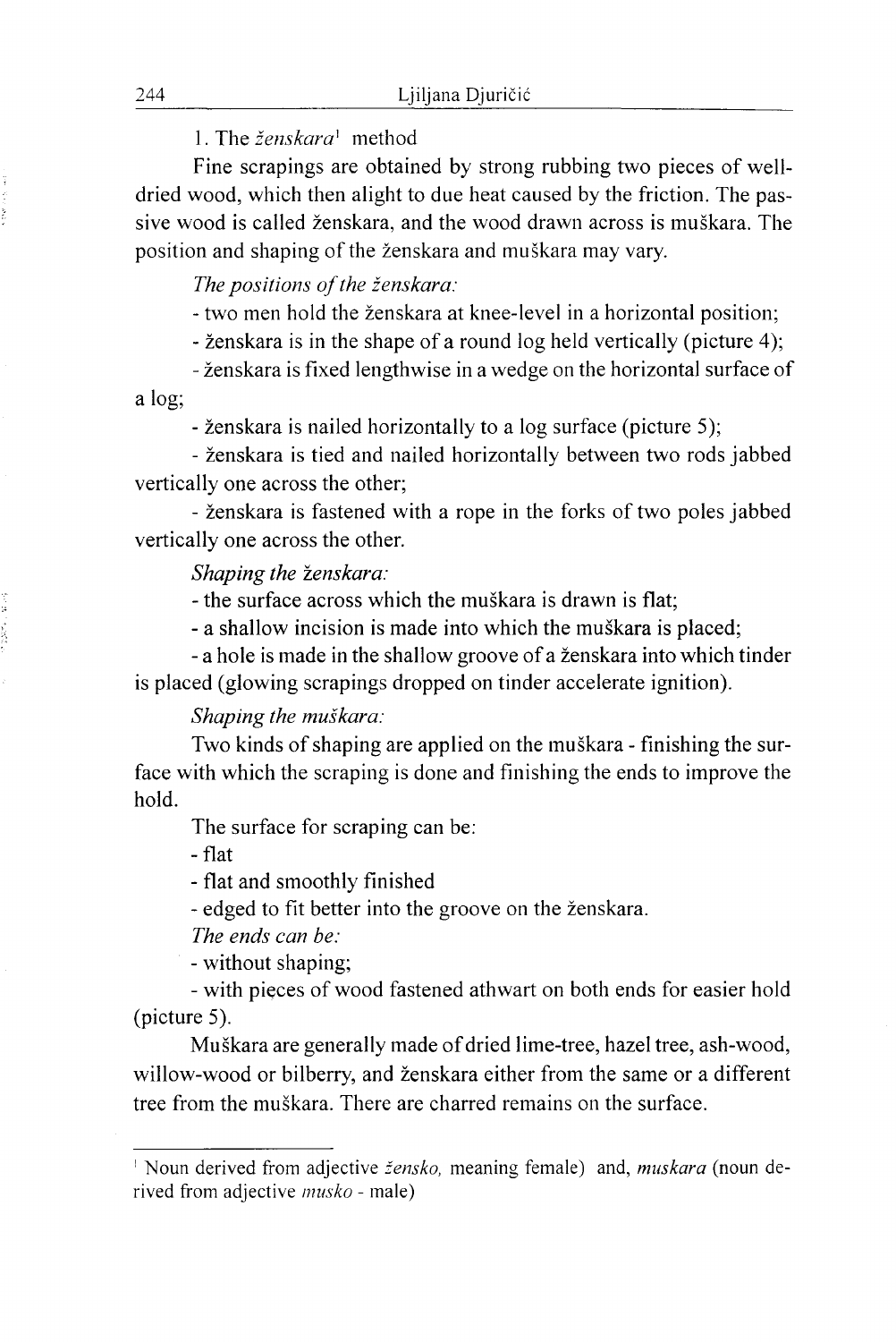1. The *ženskara*[1] method

Fine scrapings are obtained by strong rubbing two pieces of well-dried wood, which then alight to due heat caused by the friction. The passive wood is called ženskara, and the wood drawn across is muškara. The position and shaping of the ženskara and muškara may vary.

*The positions of the ženskara:*

- two men hold the ženskara at knee-level in a horizontal position;
- ženskara is in the shape of a round log held vertically (picture 4);
- ženskara is fixed lengthwise in a wedge on the horizontal surface of a log;
- ženskara is nailed horizontally to a log surface (picture 5);
- ženskara is tied and nailed horizontally between two rods jabbed vertically one across the other;
- ženskara is fastened with a rope in the forks of two poles jabbed vertically one across the other.

*Shaping the ženskara:*

- the surface across which the muškara is drawn is flat;
- a shallow incision is made into which the muškara is placed;
- a hole is made in the shallow groove of a ženskara into which tinder is placed (glowing scrapings dropped on tinder accelerate ignition).

*Shaping the muškara:*

Two kinds of shaping are applied on the muškara - finishing the surface with which the scraping is done and finishing the ends to improve the hold.

The surface for scraping can be:

- flat
- flat and smoothly finished
- edged to fit better into the groove on the ženskara.

*The ends can be:*

- without shaping;
- with pieces of wood fastened athwart on both ends for easier hold (picture 5).

Muškara are generally made of dried lime-tree, hazel tree, ash-wood, willow-wood or bilberry, and ženskara either from the same or a different tree from the muškara. There are charred remains on the surface.

---

[1] Noun derived from adjective *žensko,* meaning female) and, *muskara* (noun derived from adjective *musko* - male)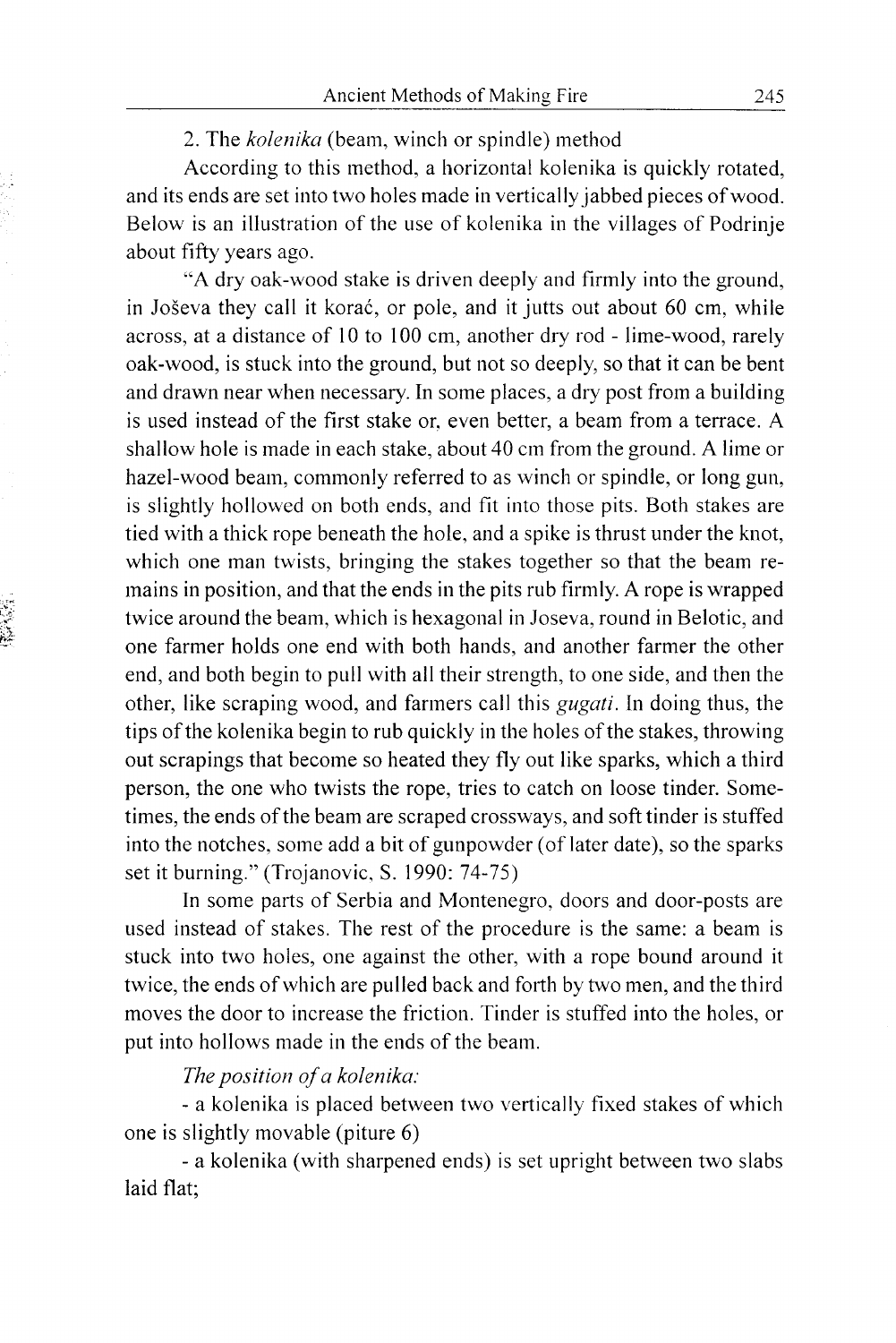2. The *kolenika* (beam, winch or spindle) method

According to this method, a horizontal kolenika is quickly rotated, and its ends are set into two holes made in vertically jabbed pieces of wood. Below is an illustration of the use of kolenika in the villages of Podrinje about fifty years ago.

"A dry oak-wood stake is driven deeply and firmly into the ground, in Joševa they call it korać, or pole, and it jutts out about 60 cm, while across, at a distance of 10 to 100 cm, another dry rod - lime-wood, rarely oak-wood, is stuck into the ground, but not so deeply, so that it can be bent and drawn near when necessary. In some places, a dry post from a building is used instead of the first stake or, even better, a beam from a terrace. A shallow hole is made in each stake, about 40 cm from the ground. A lime or hazel-wood beam, commonly referred to as winch or spindle, or long gun, is slightly hollowed on both ends, and fit into those pits. Both stakes are tied with a thick rope beneath the hole, and a spike is thrust under the knot, which one man twists, bringing the stakes together so that the beam remains in position, and that the ends in the pits rub firmly. A rope is wrapped twice around the beam, which is hexagonal in Joseva, round in Belotic, and one farmer holds one end with both hands, and another farmer the other end, and both begin to pull with all their strength, to one side, and then the other, like scraping wood, and farmers call this *gugati*. In doing thus, the tips of the kolenika begin to rub quickly in the holes of the stakes, throwing out scrapings that become so heated they fly out like sparks, which a third person, the one who twists the rope, tries to catch on loose tinder. Sometimes, the ends of the beam are scraped crossways, and soft tinder is stuffed into the notches, some add a bit of gunpowder (of later date), so the sparks set it burning." (Trojanovic, S. 1990: 74-75)

In some parts of Serbia and Montenegro, doors and door-posts are used instead of stakes. The rest of the procedure is the same: a beam is stuck into two holes, one against the other, with a rope bound around it twice, the ends of which are pulled back and forth by two men, and the third moves the door to increase the friction. Tinder is stuffed into the holes, or put into hollows made in the ends of the beam.

*The position of a kolenika:*

- a kolenika is placed between two vertically fixed stakes of which one is slightly movable (piture 6)

- a kolenika (with sharpened ends) is set upright between two slabs laid flat;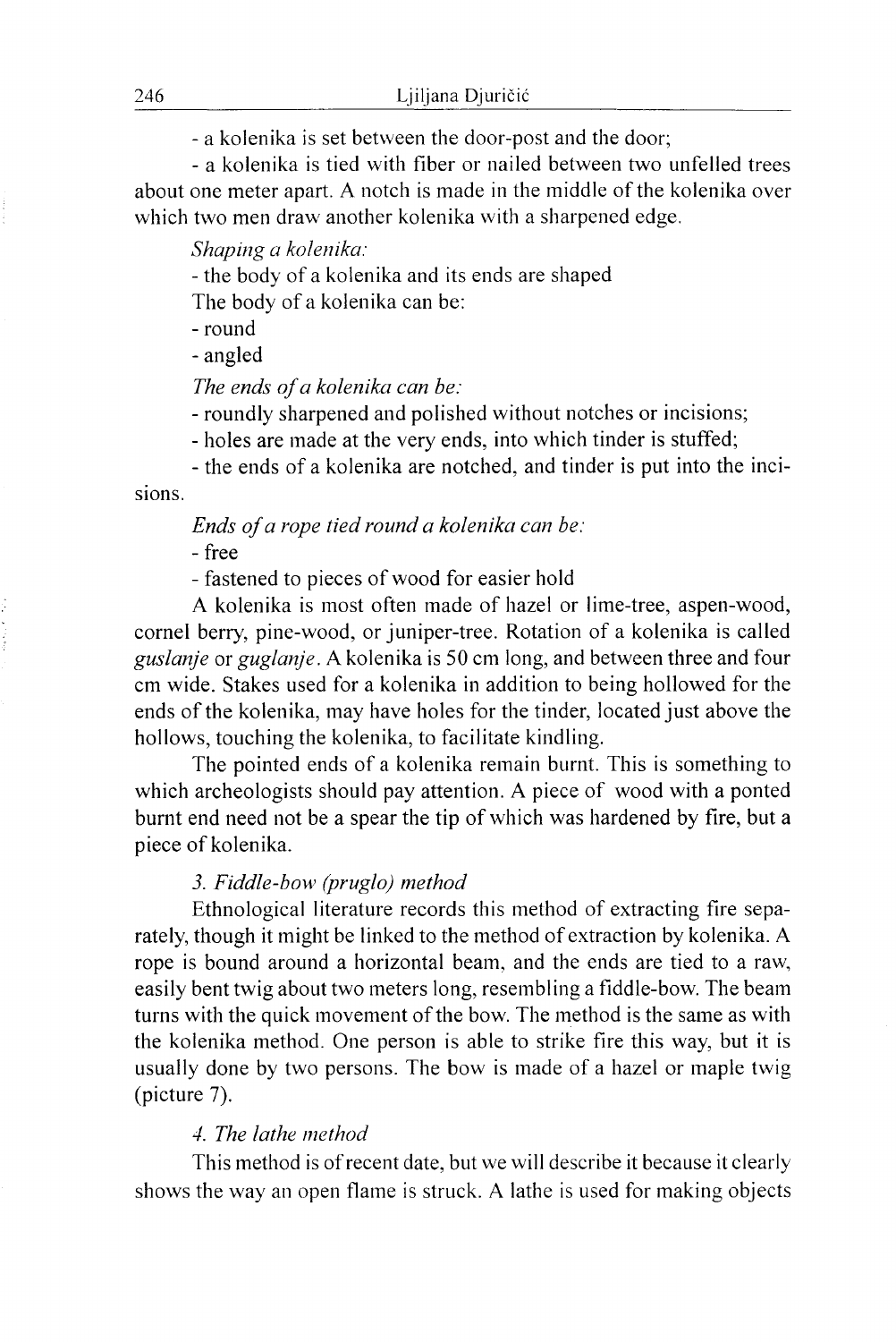- a kolenika is set between the door-post and the door;

- a kolenika is tied with fiber or nailed between two unfelled trees about one meter apart. A notch is made in the middle of the kolenika over which two men draw another kolenika with a sharpened edge.

*Shaping a kolenika:*

- the body of a kolenika and its ends are shaped

The body of a kolenika can be:

- round
- angled

*The ends of a kolenika can be:*

- roundly sharpened and polished without notches or incisions;
- holes are made at the very ends, into which tinder is stuffed;
- the ends of a kolenika are notched, and tinder is put into the incisions.

*Ends of a rope tied round a kolenika can be:*

- free
- fastened to pieces of wood for easier hold

A kolenika is most often made of hazel or lime-tree, aspen-wood, cornel berry, pine-wood, or juniper-tree. Rotation of a kolenika is called *guslanje* or *guglanje*. A kolenika is 50 cm long, and between three and four cm wide. Stakes used for a kolenika in addition to being hollowed for the ends of the kolenika, may have holes for the tinder, located just above the hollows, touching the kolenika, to facilitate kindling.

The pointed ends of a kolenika remain burnt. This is something to which archeologists should pay attention. A piece of wood with a ponted burnt end need not be a spear the tip of which was hardened by fire, but a piece of kolenika.

### *3. Fiddle-bow (pruglo) method*

Ethnological literature records this method of extracting fire separately, though it might be linked to the method of extraction by kolenika. A rope is bound around a horizontal beam, and the ends are tied to a raw, easily bent twig about two meters long, resembling a fiddle-bow. The beam turns with the quick movement of the bow. The method is the same as with the kolenika method. One person is able to strike fire this way, but it is usually done by two persons. The bow is made of a hazel or maple twig (picture 7).

### *4. The lathe method*

This method is of recent date, but we will describe it because it clearly shows the way an open flame is struck. A lathe is used for making objects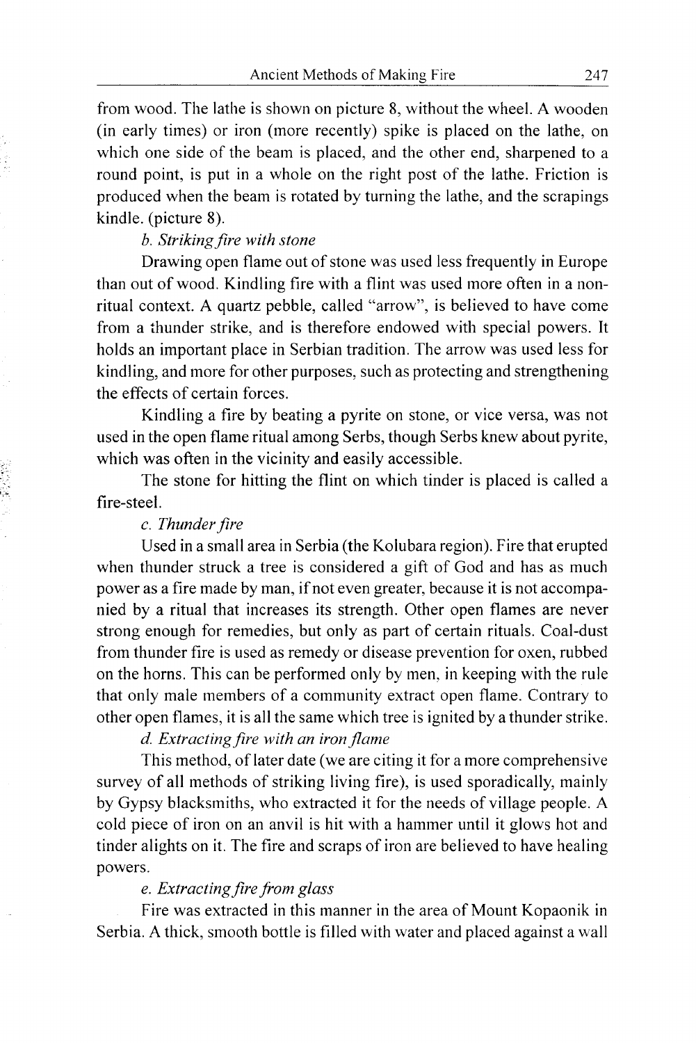from wood. The lathe is shown on picture 8, without the wheel. A wooden (in early times) or iron (more recently) spike is placed on the lathe, on which one side of the beam is placed, and the other end, sharpened to a round point, is put in a whole on the right post of the lathe. Friction is produced when the beam is rotated by turning the lathe, and the scrapings kindle. (picture 8).

*b. Striking fire with stone*

Drawing open flame out of stone was used less frequently in Europe than out of wood. Kindling fire with a flint was used more often in a non-ritual context. A quartz pebble, called "arrow", is believed to have come from a thunder strike, and is therefore endowed with special powers. It holds an important place in Serbian tradition. The arrow was used less for kindling, and more for other purposes, such as protecting and strengthening the effects of certain forces.

Kindling a fire by beating a pyrite on stone, or vice versa, was not used in the open flame ritual among Serbs, though Serbs knew about pyrite, which was often in the vicinity and easily accessible.

The stone for hitting the flint on which tinder is placed is called a fire-steel.

*c. Thunder fire*

Used in a small area in Serbia (the Kolubara region). Fire that erupted when thunder struck a tree is considered a gift of God and has as much power as a fire made by man, if not even greater, because it is not accompanied by a ritual that increases its strength. Other open flames are never strong enough for remedies, but only as part of certain rituals. Coal-dust from thunder fire is used as remedy or disease prevention for oxen, rubbed on the horns. This can be performed only by men, in keeping with the rule that only male members of a community extract open flame. Contrary to other open flames, it is all the same which tree is ignited by a thunder strike.

*d. Extracting fire with an iron flame*

This method, of later date (we are citing it for a more comprehensive survey of all methods of striking living fire), is used sporadically, mainly by Gypsy blacksmiths, who extracted it for the needs of village people. A cold piece of iron on an anvil is hit with a hammer until it glows hot and tinder alights on it. The fire and scraps of iron are believed to have healing powers.

*e. Extracting fire from glass*

Fire was extracted in this manner in the area of Mount Kopaonik in Serbia. A thick, smooth bottle is filled with water and placed against a wall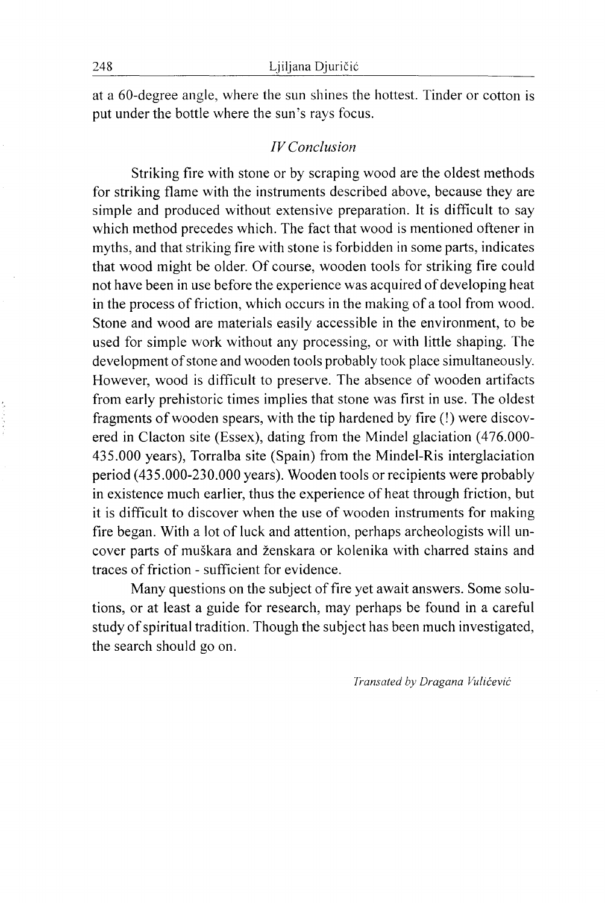at a 60-degree angle, where the sun shines the hottest. Tinder or cotton is put under the bottle where the sun's rays focus.

## *IV Conclusion*

Striking fire with stone or by scraping wood are the oldest methods for striking flame with the instruments described above, because they are simple and produced without extensive preparation. It is difficult to say which method precedes which. The fact that wood is mentioned oftener in myths, and that striking fire with stone is forbidden in some parts, indicates that wood might be older. Of course, wooden tools for striking fire could not have been in use before the experience was acquired of developing heat in the process of friction, which occurs in the making of a tool from wood. Stone and wood are materials easily accessible in the environment, to be used for simple work without any processing, or with little shaping. The development of stone and wooden tools probably took place simultaneously. However, wood is difficult to preserve. The absence of wooden artifacts from early prehistoric times implies that stone was first in use. The oldest fragments of wooden spears, with the tip hardened by fire (!) were discovered in Clacton site (Essex), dating from the Mindel glaciation (476.000-435.000 years), Torralba site (Spain) from the Mindel-Ris interglaciation period (435.000-230.000 years). Wooden tools or recipients were probably in existence much earlier, thus the experience of heat through friction, but it is difficult to discover when the use of wooden instruments for making fire began. With a lot of luck and attention, perhaps archeologists will uncover parts of muškara and ženskara or kolenika with charred stains and traces of friction - sufficient for evidence.

Many questions on the subject of fire yet await answers. Some solutions, or at least a guide for research, may perhaps be found in a careful study of spiritual tradition. Though the subject has been much investigated, the search should go on.

*Transated by Dragana Vulićević*